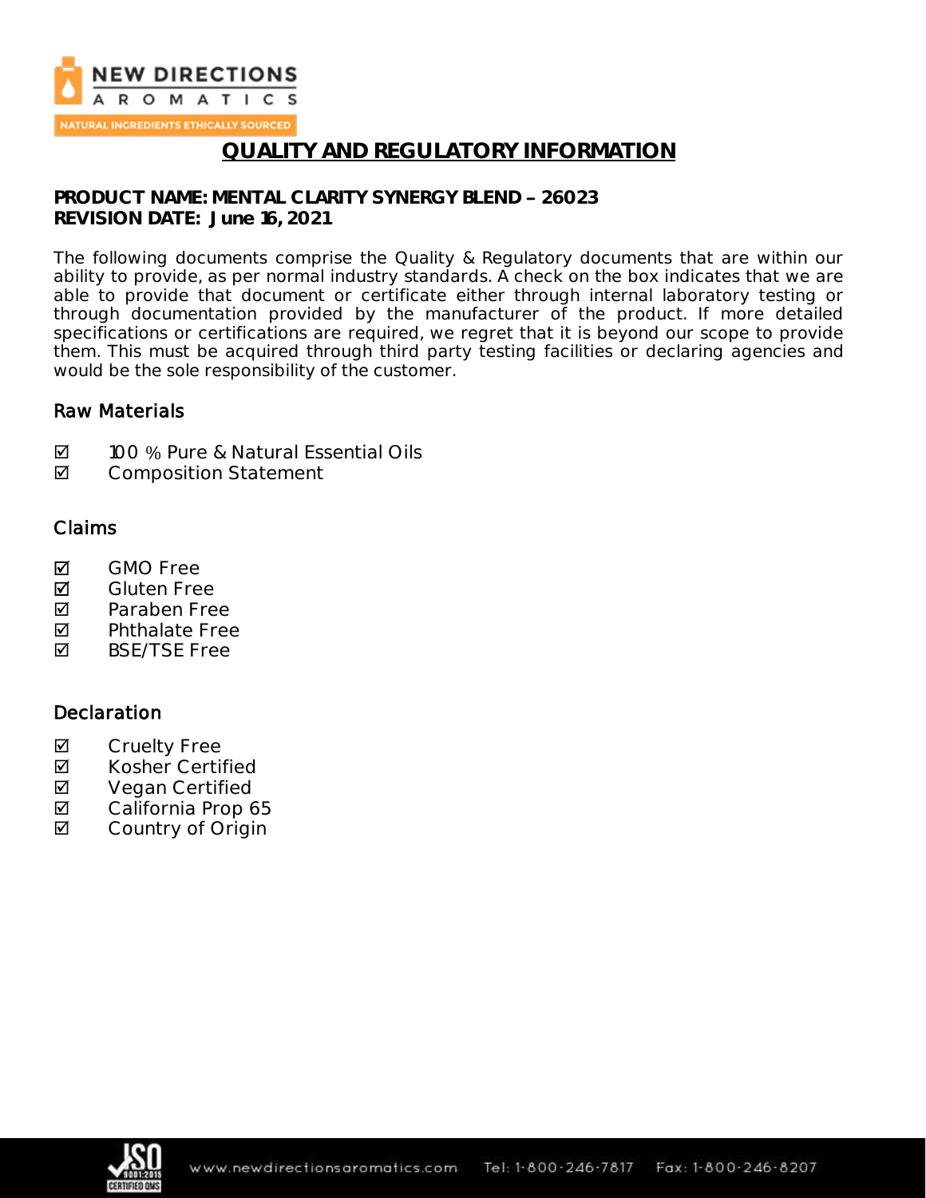# QUALITY AND REGULATORY INFORMATION

**PRODUCT NAME: MENTAL CLARITY SYNERGY BLEND – 26023**
**REVISION DATE: June 16, 2021**

The following documents comprise the Quality & Regulatory documents that are within our ability to provide, as per normal industry standards. A check on the box indicates that we are able to provide that document or certificate either through internal laboratory testing or through documentation provided by the manufacturer of the product. If more detailed specifications or certifications are required, we regret that it is beyond our scope to provide them. This must be acquired through third party testing facilities or declaring agencies and would be the sole responsibility of the customer.

## Raw Materials

- ☑ 100 % Pure & Natural Essential Oils
- ☑ Composition Statement

## Claims

- ☑ GMO Free
- ☑ Gluten Free
- ☑ Paraben Free
- ☑ Phthalate Free
- ☑ BSE/TSE Free

## Declaration

- ☑ Cruelty Free
- ☑ Kosher Certified
- ☑ Vegan Certified
- ☑ California Prop 65
- ☑ Country of Origin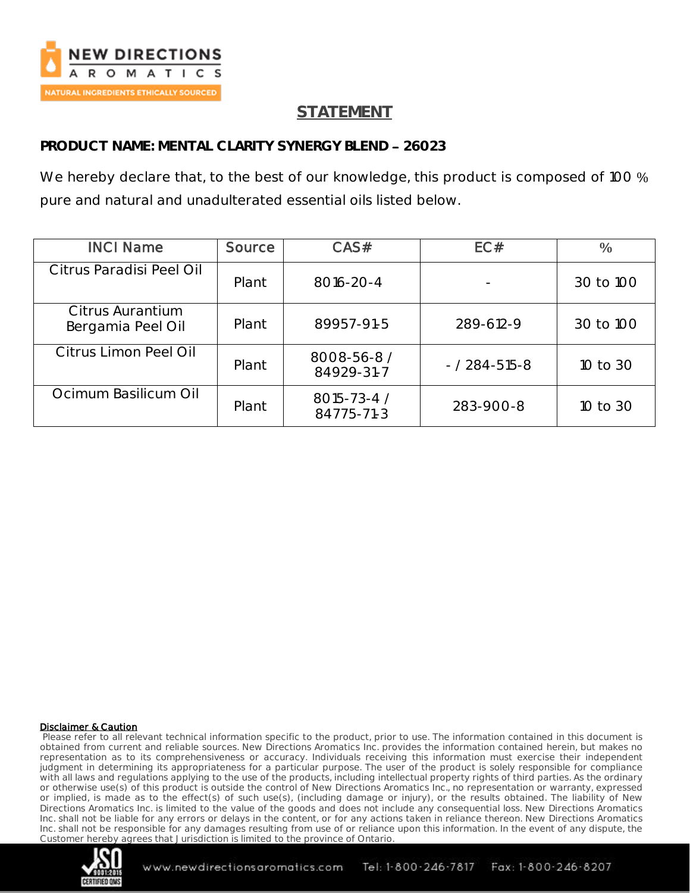## STATEMENT

**PRODUCT NAME: MENTAL CLARITY SYNERGY BLEND – 26023**

We hereby declare that, to the best of our knowledge, this product is composed of 100 % pure and natural and unadulterated essential oils listed below.

| INCI Name | Source | CAS# | EC# | % |
|---|---|---|---|---|
| Citrus Paradisi Peel Oil | Plant | 8016-20-4 | - | 30 to 100 |
| Citrus Aurantium Bergamia Peel Oil | Plant | 89957-91-5 | 289-612-9 | 30 to 100 |
| Citrus Limon Peel Oil | Plant | 8008-56-8 / 84929-31-7 | - / 284-515-8 | 10 to 30 |
| Ocimum Basilicum Oil | Plant | 8015-73-4 / 84775-71-3 | 283-900-8 | 10 to 30 |

**Disclaimer & Caution**

Please refer to all relevant technical information specific to the product, prior to use. The information contained in this document is obtained from current and reliable sources. New Directions Aromatics Inc. provides the information contained herein, but makes no representation as to its comprehensiveness or accuracy. Individuals receiving this information must exercise their independent judgment in determining its appropriateness for a particular purpose. The user of the product is solely responsible for compliance with all laws and regulations applying to the use of the products, including intellectual property rights of third parties. As the ordinary or otherwise use(s) of this product is outside the control of New Directions Aromatics Inc., no representation or warranty, expressed or implied, is made as to the effect(s) of such use(s), (including damage or injury), or the results obtained. The liability of New Directions Aromatics Inc. is limited to the value of the goods and does not include any consequential loss. New Directions Aromatics Inc. shall not be liable for any errors or delays in the content, or for any actions taken in reliance thereon. New Directions Aromatics Inc. shall not be responsible for any damages resulting from use of or reliance upon this information. In the event of any dispute, the Customer hereby agrees that Jurisdiction is limited to the province of Ontario.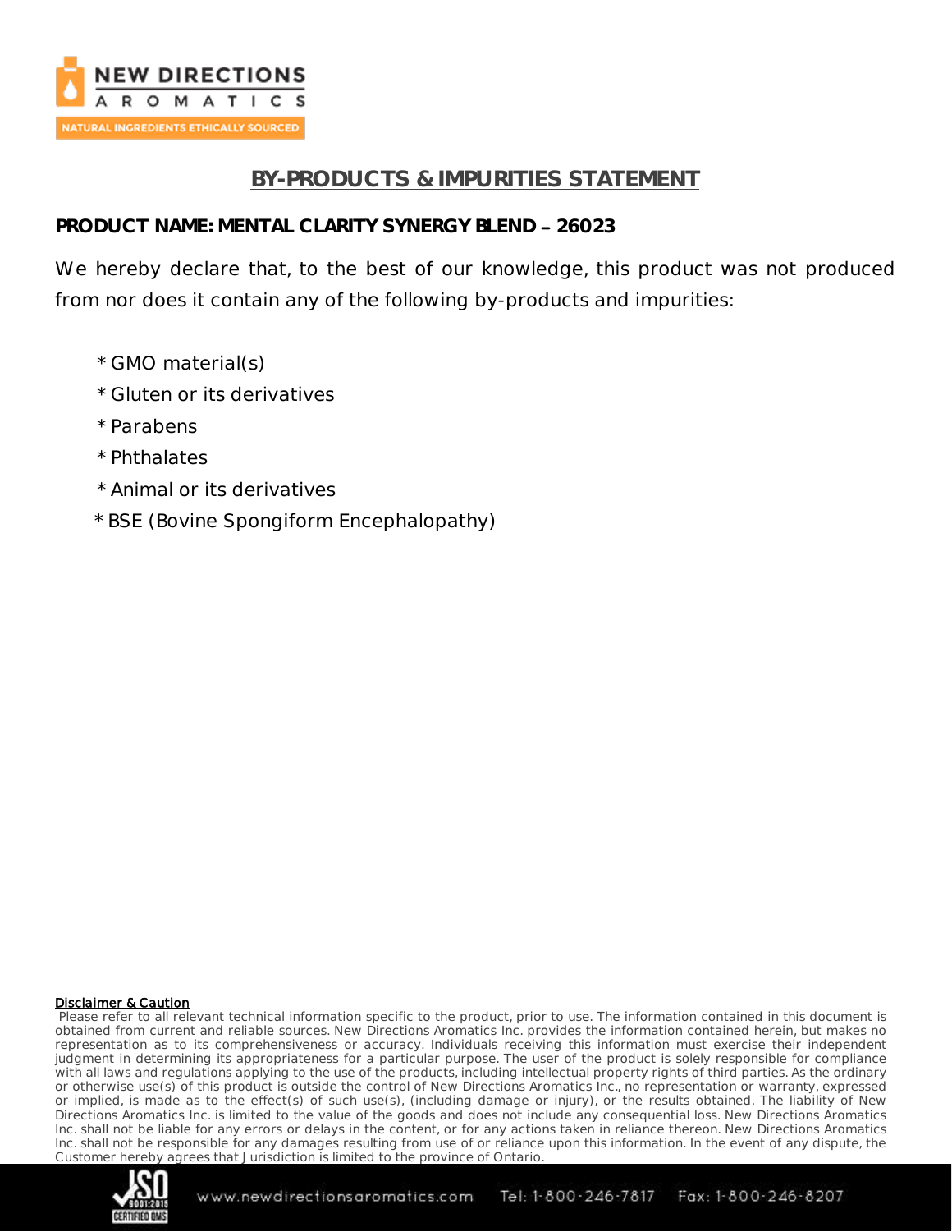## BY-PRODUCTS & IMPURITIES STATEMENT

**PRODUCT NAME: MENTAL CLARITY SYNERGY BLEND – 26023**

We hereby declare that, to the best of our knowledge, this product was not produced from nor does it contain any of the following by-products and impurities:

* GMO material(s)
* Gluten or its derivatives
* Parabens
* Phthalates
* Animal or its derivatives
* BSE (Bovine Spongiform Encephalopathy)

**Disclaimer & Caution**

Please refer to all relevant technical information specific to the product, prior to use. The information contained in this document is obtained from current and reliable sources. New Directions Aromatics Inc. provides the information contained herein, but makes no representation as to its comprehensiveness or accuracy. Individuals receiving this information must exercise their independent judgment in determining its appropriateness for a particular purpose. The user of the product is solely responsible for compliance with all laws and regulations applying to the use of the products, including intellectual property rights of third parties. As the ordinary or otherwise use(s) of this product is outside the control of New Directions Aromatics Inc., no representation or warranty, expressed or implied, is made as to the effect(s) of such use(s), (including damage or injury), or the results obtained. The liability of New Directions Aromatics Inc. is limited to the value of the goods and does not include any consequential loss. New Directions Aromatics Inc. shall not be liable for any errors or delays in the content, or for any actions taken in reliance thereon. New Directions Aromatics Inc. shall not be responsible for any damages resulting from use of or reliance upon this information. In the event of any dispute, the Customer hereby agrees that Jurisdiction is limited to the province of Ontario.

www.newdirectionsaromatics.com Tel: 1-800-246-7817 Fax: 1-800-246-8207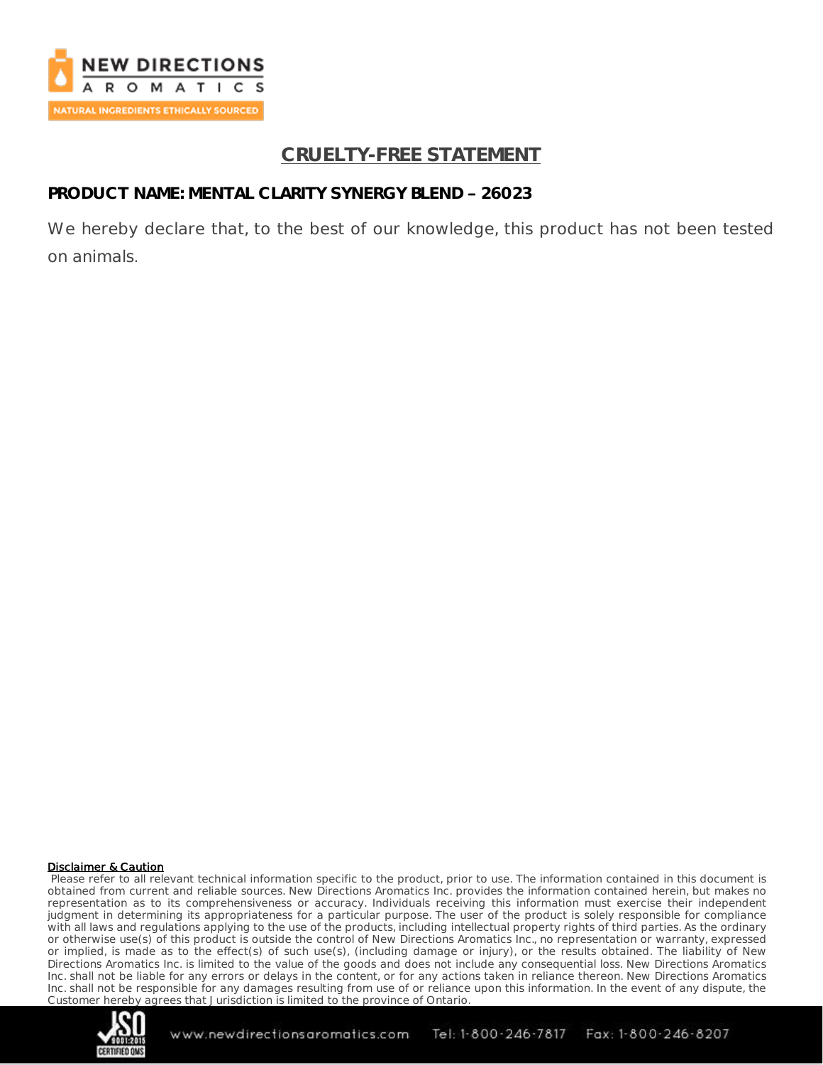# CRUELTY-FREE STATEMENT

**PRODUCT NAME: MENTAL CLARITY SYNERGY BLEND – 26023**

We hereby declare that, to the best of our knowledge, this product has not been tested on animals.

**Disclaimer & Caution**

Please refer to all relevant technical information specific to the product, prior to use. The information contained in this document is obtained from current and reliable sources. New Directions Aromatics Inc. provides the information contained herein, but makes no representation as to its comprehensiveness or accuracy. Individuals receiving this information must exercise their independent judgment in determining its appropriateness for a particular purpose. The user of the product is solely responsible for compliance with all laws and regulations applying to the use of the products, including intellectual property rights of third parties. As the ordinary or otherwise use(s) of this product is outside the control of New Directions Aromatics Inc., no representation or warranty, expressed or implied, is made as to the effect(s) of such use(s), (including damage or injury), or the results obtained. The liability of New Directions Aromatics Inc. is limited to the value of the goods and does not include any consequential loss. New Directions Aromatics Inc. shall not be liable for any errors or delays in the content, or for any actions taken in reliance thereon. New Directions Aromatics Inc. shall not be responsible for any damages resulting from use of or reliance upon this information. In the event of any dispute, the Customer hereby agrees that Jurisdiction is limited to the province of Ontario.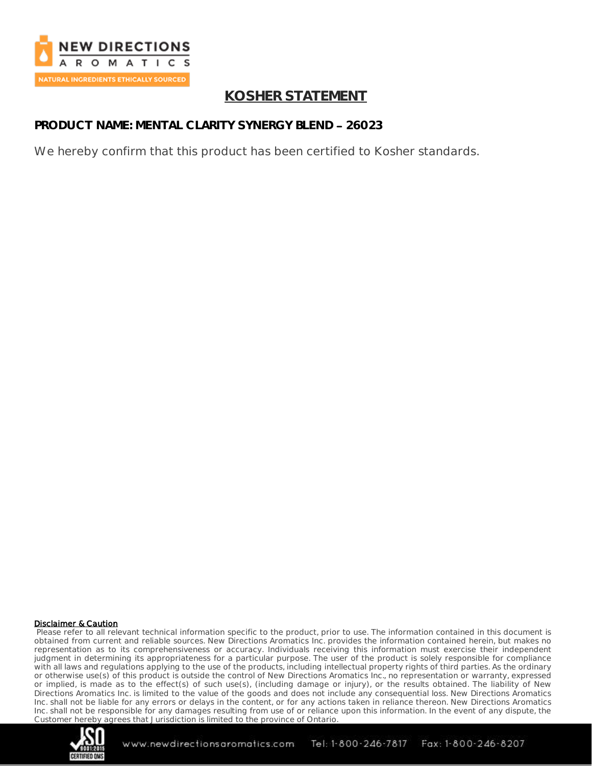# KOSHER STATEMENT

**PRODUCT NAME: MENTAL CLARITY SYNERGY BLEND – 26023**

We hereby confirm that this product has been certified to Kosher standards.

**Disclaimer & Caution**

Please refer to all relevant technical information specific to the product, prior to use. The information contained in this document is obtained from current and reliable sources. New Directions Aromatics Inc. provides the information contained herein, but makes no representation as to its comprehensiveness or accuracy. Individuals receiving this information must exercise their independent judgment in determining its appropriateness for a particular purpose. The user of the product is solely responsible for compliance with all laws and regulations applying to the use of the products, including intellectual property rights of third parties. As the ordinary or otherwise use(s) of this product is outside the control of New Directions Aromatics Inc., no representation or warranty, expressed or implied, is made as to the effect(s) of such use(s), (including damage or injury), or the results obtained. The liability of New Directions Aromatics Inc. is limited to the value of the goods and does not include any consequential loss. New Directions Aromatics Inc. shall not be liable for any errors or delays in the content, or for any actions taken in reliance thereon. New Directions Aromatics Inc. shall not be responsible for any damages resulting from use of or reliance upon this information. In the event of any dispute, the Customer hereby agrees that Jurisdiction is limited to the province of Ontario.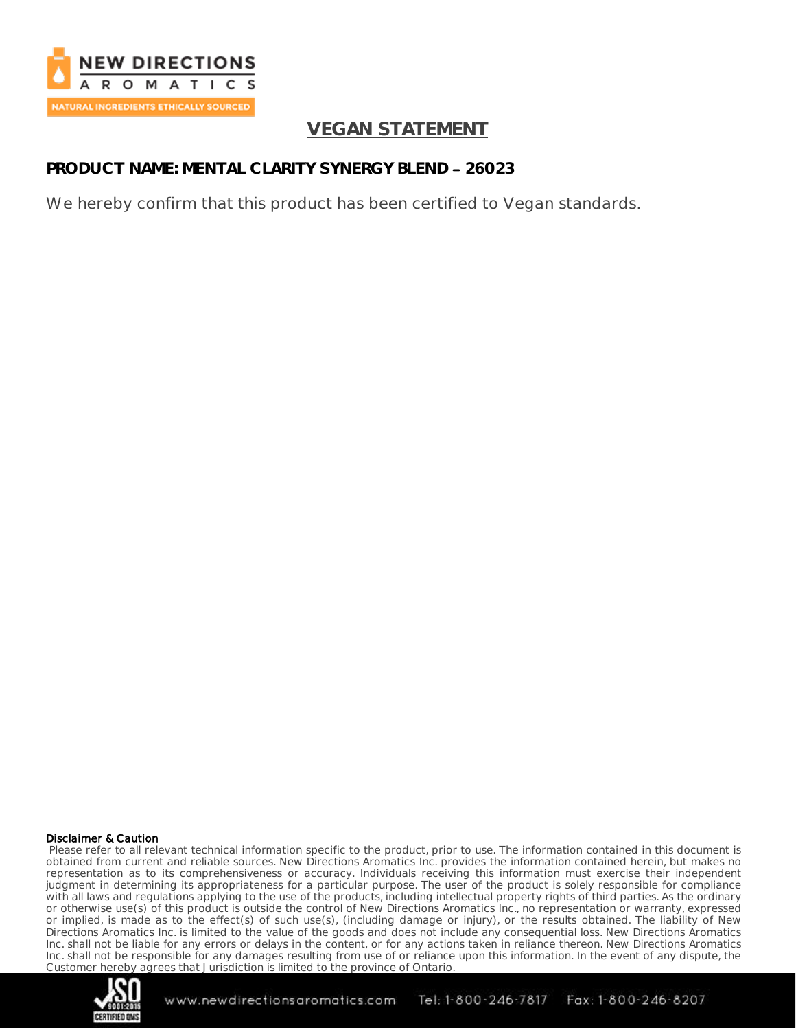NEW DIRECTIONS AROMATICS

NATURAL INGREDIENTS ETHICALLY SOURCED

# VEGAN STATEMENT

**PRODUCT NAME: MENTAL CLARITY SYNERGY BLEND – 26023**

We hereby confirm that this product has been certified to Vegan standards.

**Disclaimer & Caution**

Please refer to all relevant technical information specific to the product, prior to use. The information contained in this document is obtained from current and reliable sources. New Directions Aromatics Inc. provides the information contained herein, but makes no representation as to its comprehensiveness or accuracy. Individuals receiving this information must exercise their independent judgment in determining its appropriateness for a particular purpose. The user of the product is solely responsible for compliance with all laws and regulations applying to the use of the products, including intellectual property rights of third parties. As the ordinary or otherwise use(s) of this product is outside the control of New Directions Aromatics Inc., no representation or warranty, expressed or implied, is made as to the effect(s) of such use(s), (including damage or injury), or the results obtained. The liability of New Directions Aromatics Inc. is limited to the value of the goods and does not include any consequential loss. New Directions Aromatics Inc. shall not be liable for any errors or delays in the content, or for any actions taken in reliance thereon. New Directions Aromatics Inc. shall not be responsible for any damages resulting from use of or reliance upon this information. In the event of any dispute, the Customer hereby agrees that Jurisdiction is limited to the province of Ontario.

www.newdirectionsaromatics.com Tel: 1-800-246-7817 Fax: 1-800-246-8207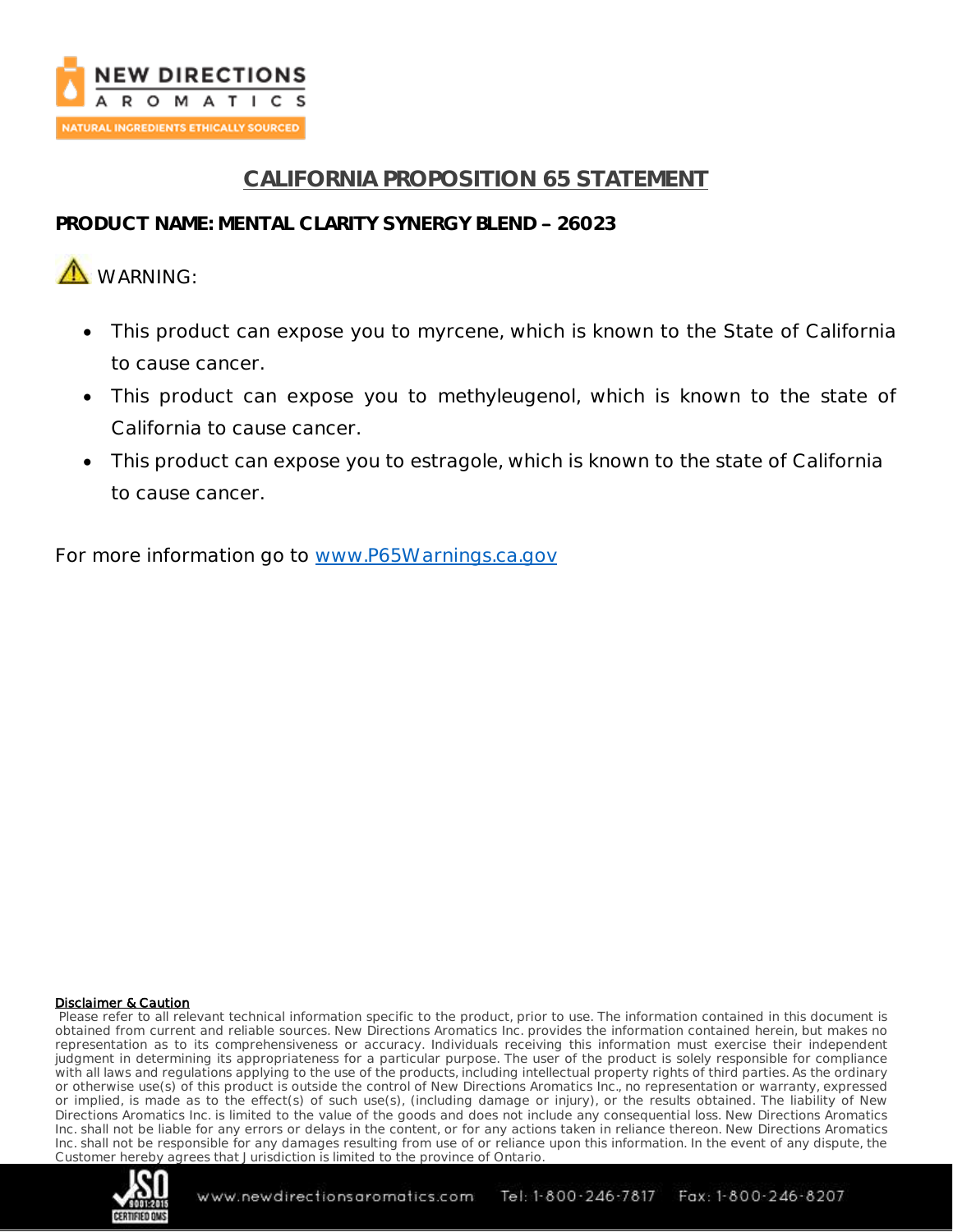# CALIFORNIA PROPOSITION 65 STATEMENT

**PRODUCT NAME: MENTAL CLARITY SYNERGY BLEND – 26023**

⚠ WARNING:

- This product can expose you to myrcene, which is known to the State of California to cause cancer.
- This product can expose you to methyleugenol, which is known to the state of California to cause cancer.
- This product can expose you to estragole, which is known to the state of California to cause cancer.

For more information go to [www.P65Warnings.ca.gov](http://www.P65Warnings.ca.gov)

**Disclaimer & Caution**

Please refer to all relevant technical information specific to the product, prior to use. The information contained in this document is obtained from current and reliable sources. New Directions Aromatics Inc. provides the information contained herein, but makes no representation as to its comprehensiveness or accuracy. Individuals receiving this information must exercise their independent judgment in determining its appropriateness for a particular purpose. The user of the product is solely responsible for compliance with all laws and regulations applying to the use of the products, including intellectual property rights of third parties. As the ordinary or otherwise use(s) of this product is outside the control of New Directions Aromatics Inc., no representation or warranty, expressed or implied, is made as to the effect(s) of such use(s), (including damage or injury), or the results obtained. The liability of New Directions Aromatics Inc. is limited to the value of the goods and does not include any consequential loss. New Directions Aromatics Inc. shall not be liable for any errors or delays in the content, or for any actions taken in reliance thereon. New Directions Aromatics Inc. shall not be responsible for any damages resulting from use of or reliance upon this information. In the event of any dispute, the Customer hereby agrees that Jurisdiction is limited to the province of Ontario.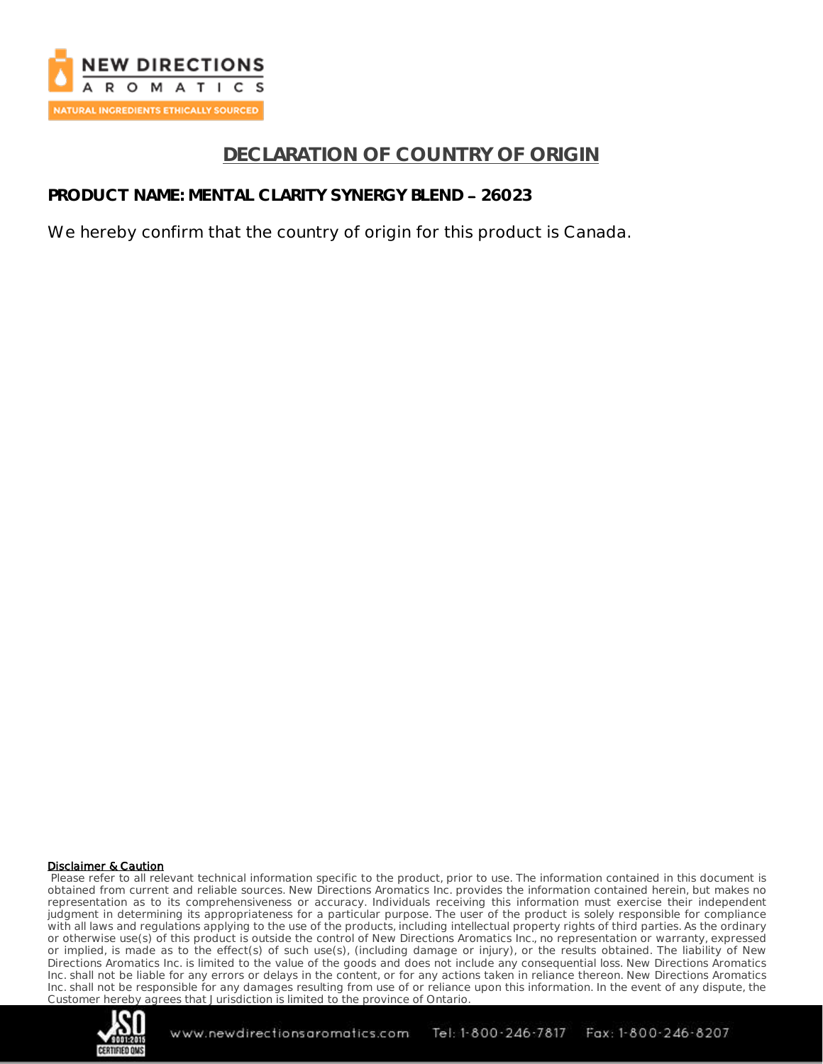# DECLARATION OF COUNTRY OF ORIGIN

**PRODUCT NAME: MENTAL CLARITY SYNERGY BLEND – 26023**

We hereby confirm that the country of origin for this product is Canada.

**Disclaimer & Caution**

Please refer to all relevant technical information specific to the product, prior to use. The information contained in this document is obtained from current and reliable sources. New Directions Aromatics Inc. provides the information contained herein, but makes no representation as to its comprehensiveness or accuracy. Individuals receiving this information must exercise their independent judgment in determining its appropriateness for a particular purpose. The user of the product is solely responsible for compliance with all laws and regulations applying to the use of the products, including intellectual property rights of third parties. As the ordinary or otherwise use(s) of this product is outside the control of New Directions Aromatics Inc., no representation or warranty, expressed or implied, is made as to the effect(s) of such use(s), (including damage or injury), or the results obtained. The liability of New Directions Aromatics Inc. is limited to the value of the goods and does not include any consequential loss. New Directions Aromatics Inc. shall not be liable for any errors or delays in the content, or for any actions taken in reliance thereon. New Directions Aromatics Inc. shall not be responsible for any damages resulting from use of or reliance upon this information. In the event of any dispute, the Customer hereby agrees that Jurisdiction is limited to the province of Ontario.